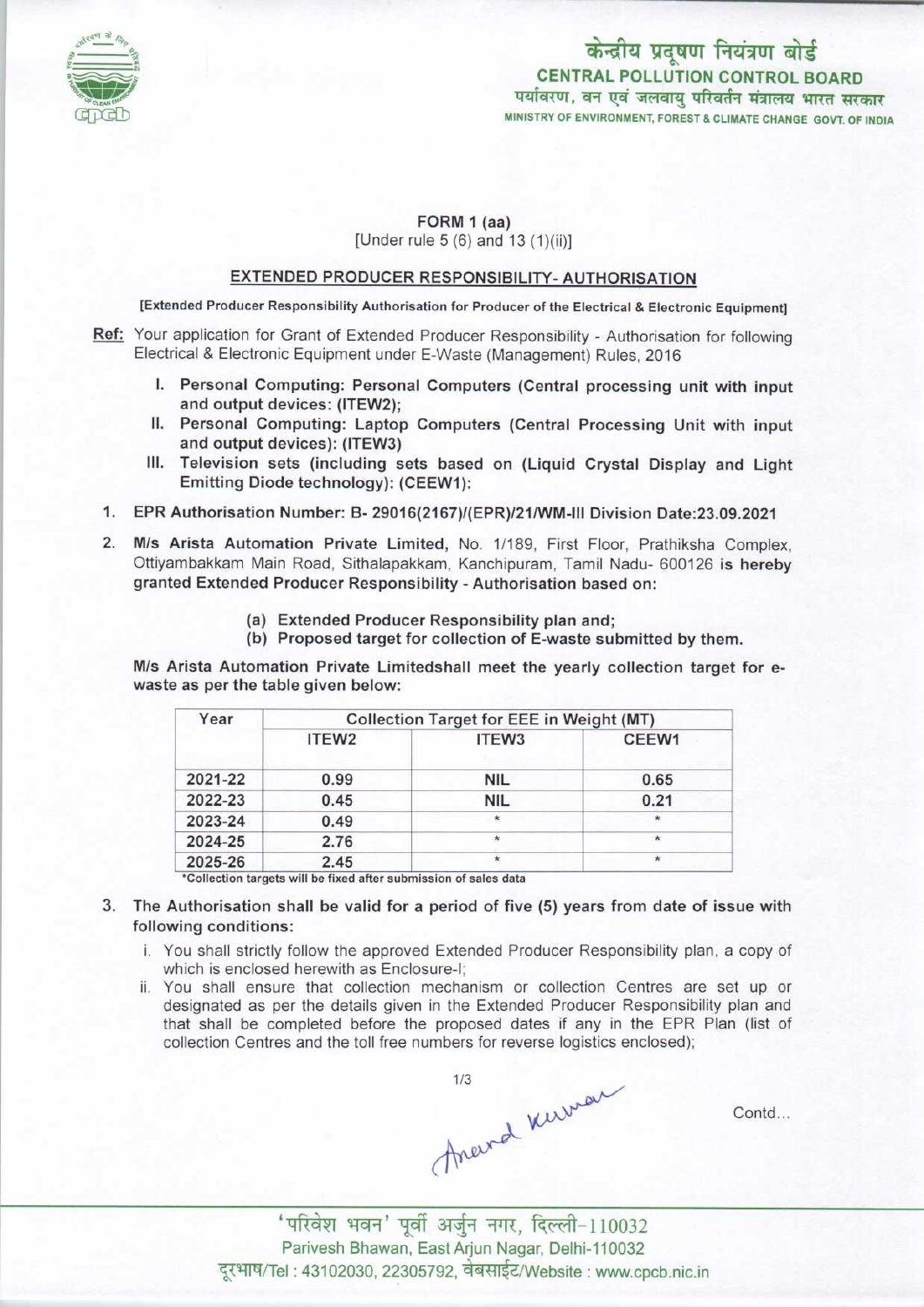केन्द्रीय प्रदूषण नियंत्रण बोर्ड
**CENTRAL POLLUTION CONTROL BOARD**
पर्यावरण, वन एवं जलवायु परिवर्तन मंत्रालय भारत सरकार
MINISTRY OF ENVIRONMENT, FOREST & CLIMATE CHANGE GOVT. OF INDIA

## FORM 1 (aa)
[Under rule 5 (6) and 13 (1)(ii)]

## EXTENDED PRODUCER RESPONSIBILITY- AUTHORISATION

[Extended Producer Responsibility Authorisation for Producer of the Electrical & Electronic Equipment]

**Ref:** Your application for Grant of Extended Producer Responsibility - Authorisation for following Electrical & Electronic Equipment under E-Waste (Management) Rules, 2016

I. **Personal Computing: Personal Computers (Central processing unit with input and output devices: (ITEW2);**
II. **Personal Computing: Laptop Computers (Central Processing Unit with input and output devices): (ITEW3)**
III. **Television sets (including sets based on (Liquid Crystal Display and Light Emitting Diode technology): (CEEW1):**

1. **EPR Authorisation Number: B- 29016(2167)/(EPR)/21/WM-III Division Date:23.09.2021**

2. **M/s Arista Automation Private Limited,** No. 1/189, First Floor, Prathiksha Complex, Ottiyambakkam Main Road, Sithalapakkam, Kanchipuram, Tamil Nadu- 600126 **is hereby granted Extended Producer Responsibility - Authorisation based on:**

   (a) **Extended Producer Responsibility plan and;**
   (b) **Proposed target for collection of E-waste submitted by them.**

   M/s Arista Automation Private Limitedshall meet the yearly collection target for e-waste as per the table given below:

| Year | Collection Target for EEE in Weight (MT) | | |
|---|---|---|---|
| | ITEW2 | ITEW3 | CEEW1 |
| 2021-22 | 0.99 | NIL | 0.65 |
| 2022-23 | 0.45 | NIL | 0.21 |
| 2023-24 | 0.49 | * | * |
| 2024-25 | 2.76 | * | * |
| 2025-26 | 2.45 | * | * |

*Collection targets will be fixed after submission of sales data

3. The Authorisation shall be valid for a period of five (5) years from date of issue with following conditions:
   i. You shall strictly follow the approved Extended Producer Responsibility plan, a copy of which is enclosed herewith as Enclosure-I;
   ii. You shall ensure that collection mechanism or collection Centres are set up or designated as per the details given in the Extended Producer Responsibility plan and that shall be completed before the proposed dates if any in the EPR Plan (list of collection Centres and the toll free numbers for reverse logistics enclosed);

Anand Kumar

Contd...

'परिवेश भवन' पूर्वी अर्जुन नगर, दिल्ली-110032
Parivesh Bhawan, East Arjun Nagar, Delhi-110032
दूरभाष/Tel : 43102030, 22305792, वेबसाईट/Website : www.cpcb.nic.in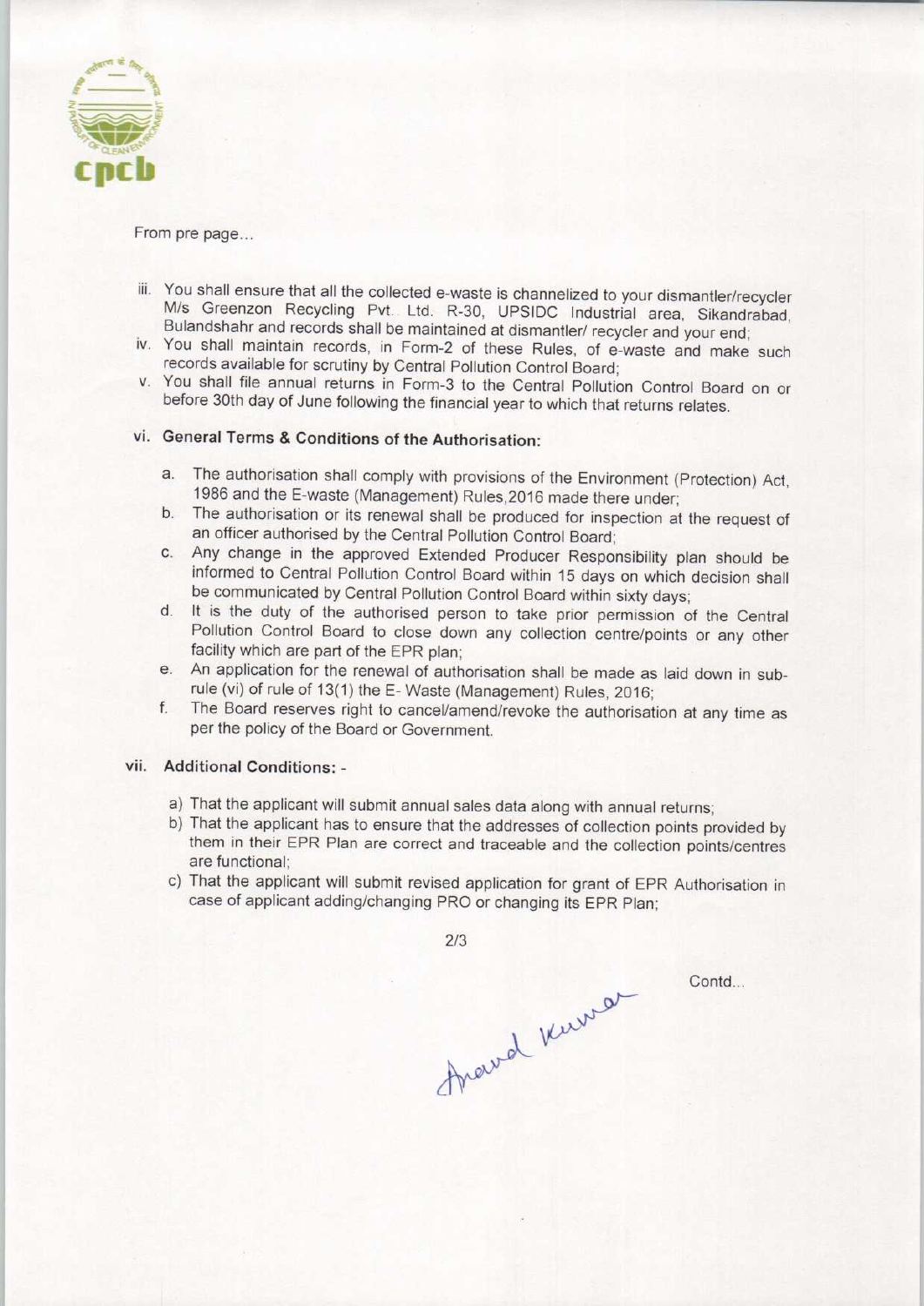From pre page...

iii. You shall ensure that all the collected e-waste is channelized to your dismantler/recycler M/s Greenzon Recycling Pvt. Ltd. R-30, UPSIDC Industrial area, Sikandrabad, Bulandshahr and records shall be maintained at dismantler/ recycler and your end;
iv. You shall maintain records, in Form-2 of these Rules, of e-waste and make such records available for scrutiny by Central Pollution Control Board;
v. You shall file annual returns in Form-3 to the Central Pollution Control Board on or before 30th day of June following the financial year to which that returns relates.

## vi. General Terms & Conditions of the Authorisation:

a. The authorisation shall comply with provisions of the Environment (Protection) Act, 1986 and the E-waste (Management) Rules,2016 made there under;
b. The authorisation or its renewal shall be produced for inspection at the request of an officer authorised by the Central Pollution Control Board;
c. Any change in the approved Extended Producer Responsibility plan should be informed to Central Pollution Control Board within 15 days on which decision shall be communicated by Central Pollution Control Board within sixty days;
d. It is the duty of the authorised person to take prior permission of the Central Pollution Control Board to close down any collection centre/points or any other facility which are part of the EPR plan;
e. An application for the renewal of authorisation shall be made as laid down in sub-rule (vi) of rule of 13(1) the E- Waste (Management) Rules, 2016;
f. The Board reserves right to cancel/amend/revoke the authorisation at any time as per the policy of the Board or Government.

## vii. Additional Conditions: -

a) That the applicant will submit annual sales data along with annual returns;
b) That the applicant has to ensure that the addresses of collection points provided by them in their EPR Plan are correct and traceable and the collection points/centres are functional;
c) That the applicant will submit revised application for grant of EPR Authorisation in case of applicant adding/changing PRO or changing its EPR Plan;

Anand Kumar

Contd...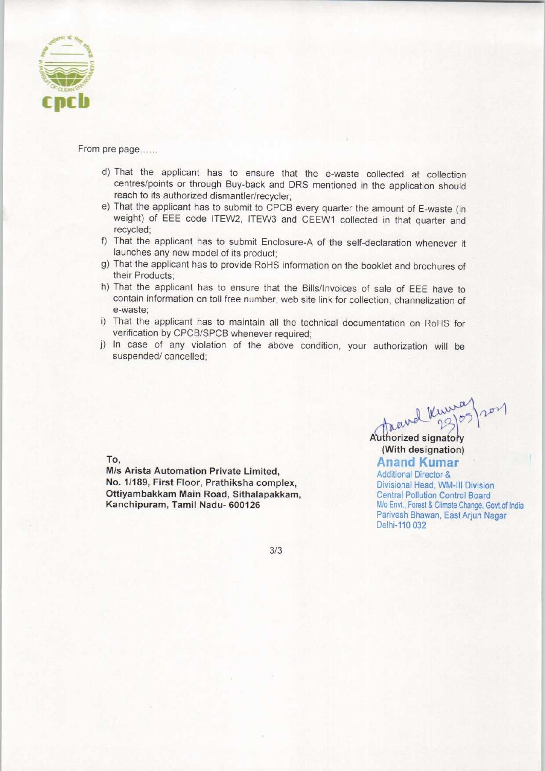From pre page......

d) That the applicant has to ensure that the e-waste collected at collection centres/points or through Buy-back and DRS mentioned in the application should reach to its authorized dismantler/recycler;
e) That the applicant has to submit to CPCB every quarter the amount of E-waste (in weight) of EEE code ITEW2, ITEW3 and CEEW1 collected in that quarter and recycled;
f) That the applicant has to submit Enclosure-A of the self-declaration whenever it launches any new model of its product;
g) That the applicant has to provide RoHS information on the booklet and brochures of their Products;
h) That the applicant has to ensure that the Bills/Invoices of sale of EEE have to contain information on toll free number, web site link for collection, channelization of e-waste;
i) That the applicant has to maintain all the technical documentation on RoHS for verification by CPCB/SPCB whenever required;
j) In case of any violation of the above condition, your authorization will be suspended/ cancelled;

Anand Kumar 23/05/2021

**Authorized signatory**
**(With designation)**

**Anand Kumar**
Additional Director &
Divisional Head, WM-III Division
Central Pollution Control Board
M/o Envt., Forest & Climate Change, Govt.of India
Parivesh Bhawan, East Arjun Nagar
Delhi-110 032

To,
**M/s Arista Automation Private Limited,**
**No. 1/189, First Floor, Prathiksha complex,**
**Ottiyambakkam Main Road, Sithalapakkam,**
**Kanchipuram, Tamil Nadu- 600126**